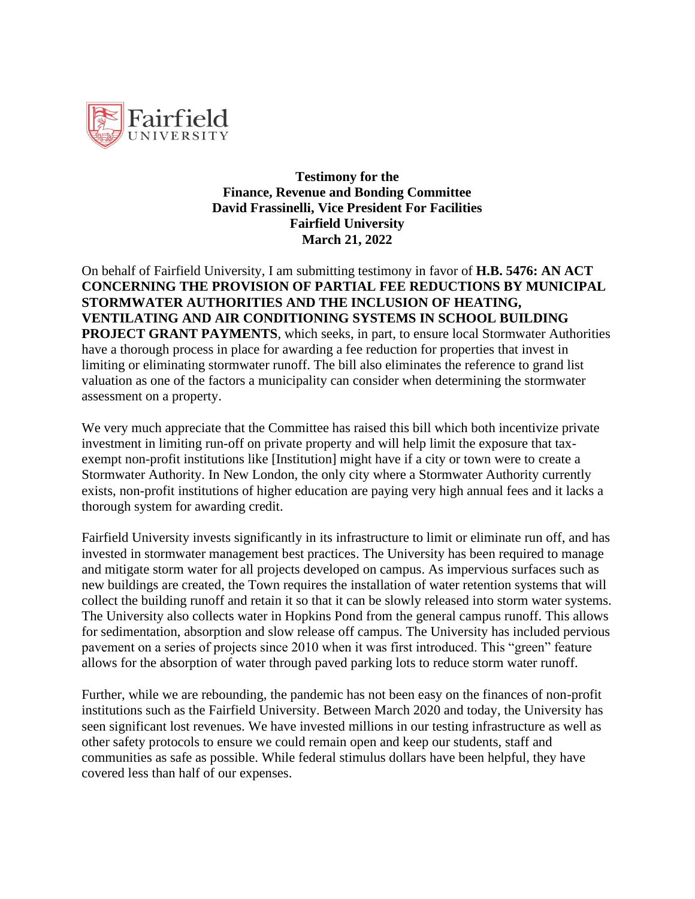Fairfield UNIVERSITY

**Testimony for the**
**Finance, Revenue and Bonding Committee**
**David Frassinelli, Vice President For Facilities**
**Fairfield University**
**March 21, 2022**

On behalf of Fairfield University, I am submitting testimony in favor of **H.B. 5476: AN ACT CONCERNING THE PROVISION OF PARTIAL FEE REDUCTIONS BY MUNICIPAL STORMWATER AUTHORITIES AND THE INCLUSION OF HEATING, VENTILATING AND AIR CONDITIONING SYSTEMS IN SCHOOL BUILDING PROJECT GRANT PAYMENTS**, which seeks, in part, to ensure local Stormwater Authorities have a thorough process in place for awarding a fee reduction for properties that invest in limiting or eliminating stormwater runoff. The bill also eliminates the reference to grand list valuation as one of the factors a municipality can consider when determining the stormwater assessment on a property.

We very much appreciate that the Committee has raised this bill which both incentivize private investment in limiting run-off on private property and will help limit the exposure that tax-exempt non-profit institutions like [Institution] might have if a city or town were to create a Stormwater Authority. In New London, the only city where a Stormwater Authority currently exists, non-profit institutions of higher education are paying very high annual fees and it lacks a thorough system for awarding credit.

Fairfield University invests significantly in its infrastructure to limit or eliminate run off, and has invested in stormwater management best practices. The University has been required to manage and mitigate storm water for all projects developed on campus. As impervious surfaces such as new buildings are created, the Town requires the installation of water retention systems that will collect the building runoff and retain it so that it can be slowly released into storm water systems. The University also collects water in Hopkins Pond from the general campus runoff. This allows for sedimentation, absorption and slow release off campus. The University has included pervious pavement on a series of projects since 2010 when it was first introduced. This "green" feature allows for the absorption of water through paved parking lots to reduce storm water runoff.

Further, while we are rebounding, the pandemic has not been easy on the finances of non-profit institutions such as the Fairfield University. Between March 2020 and today, the University has seen significant lost revenues. We have invested millions in our testing infrastructure as well as other safety protocols to ensure we could remain open and keep our students, staff and communities as safe as possible. While federal stimulus dollars have been helpful, they have covered less than half of our expenses.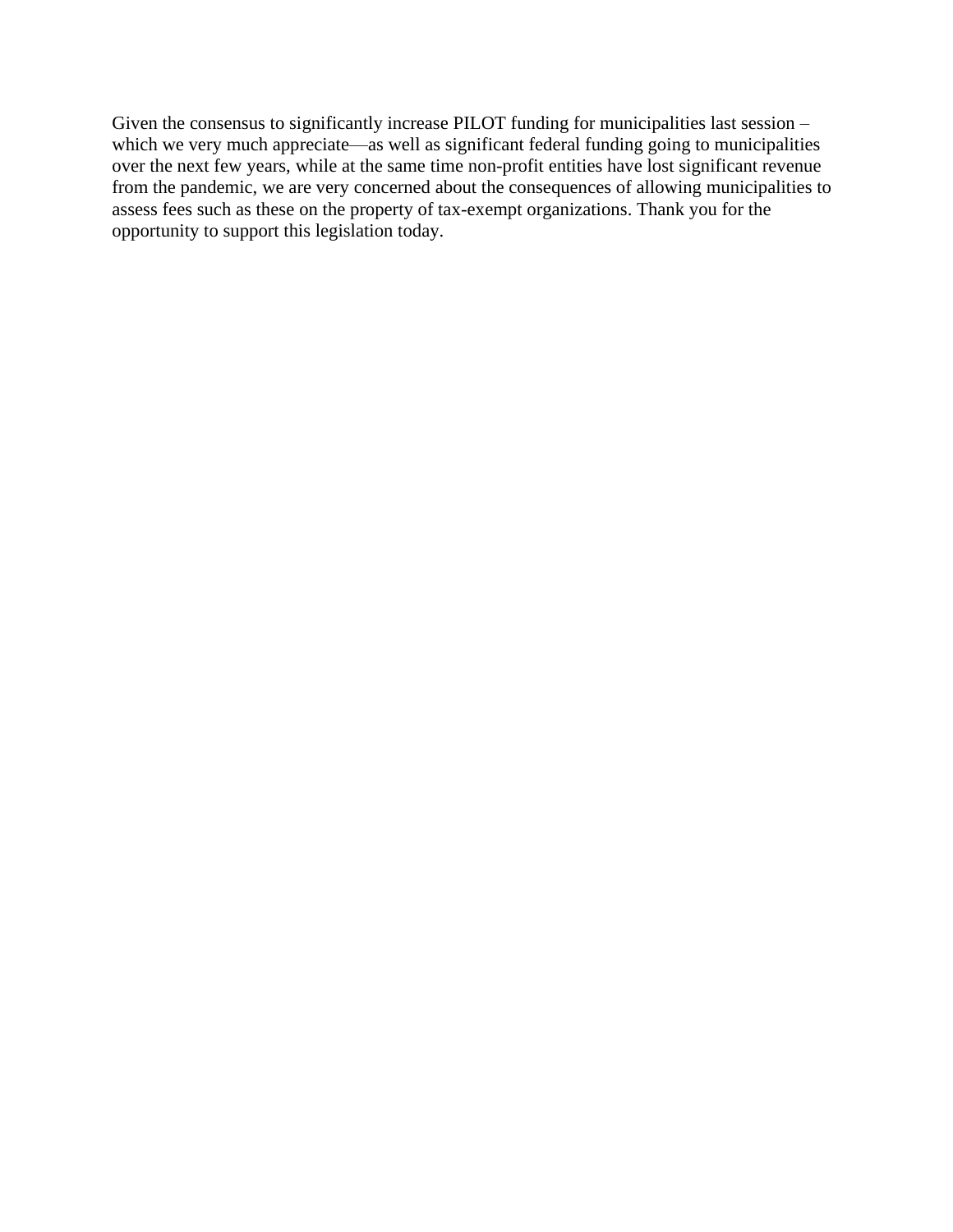Given the consensus to significantly increase PILOT funding for municipalities last session – which we very much appreciate—as well as significant federal funding going to municipalities over the next few years, while at the same time non-profit entities have lost significant revenue from the pandemic, we are very concerned about the consequences of allowing municipalities to assess fees such as these on the property of tax-exempt organizations. Thank you for the opportunity to support this legislation today.